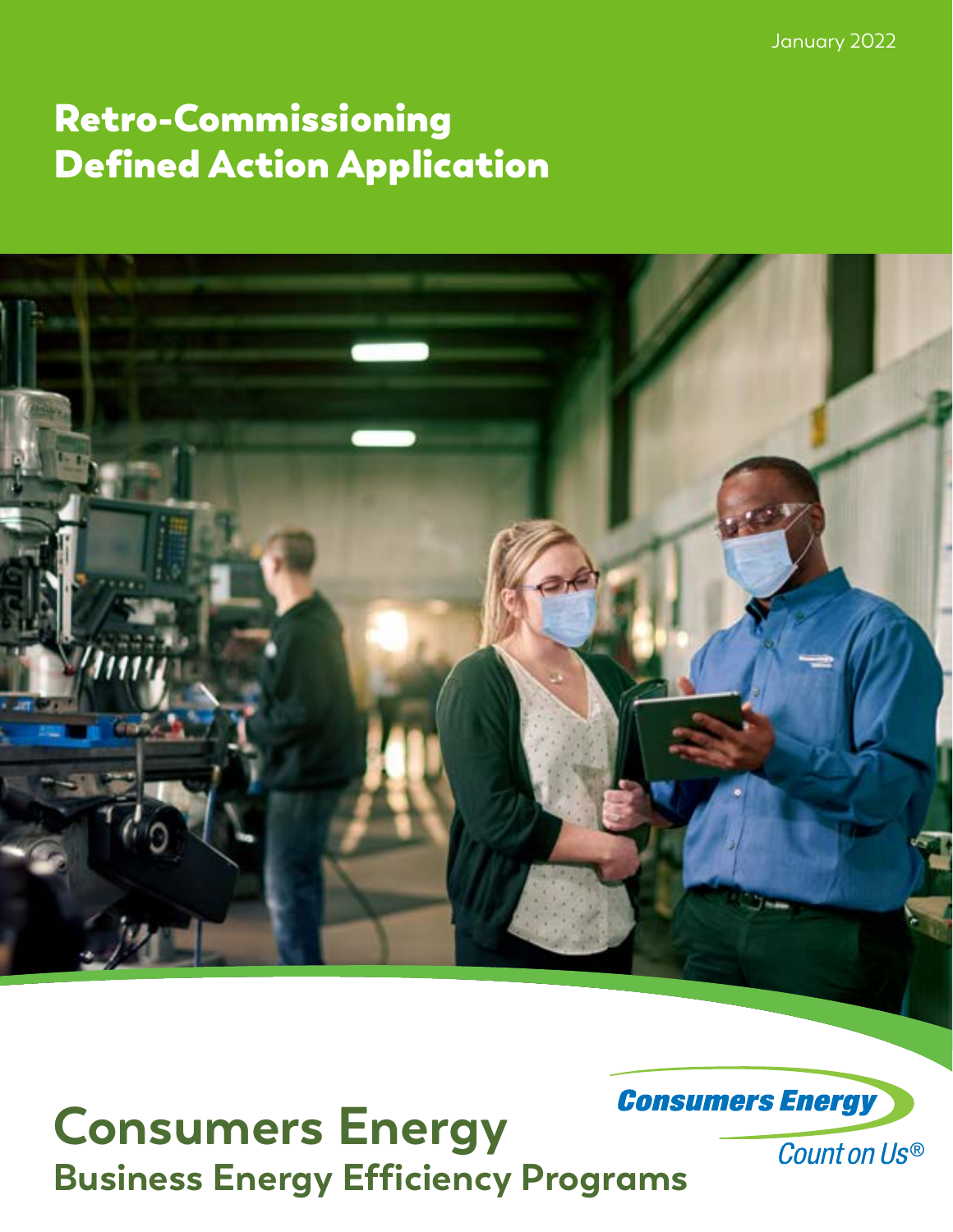January 2022

# Retro-Commissioning Defined Action Application

# Consumers Energy

## Business Energy Efficiency Programs

Consumers Energy
Count on Us®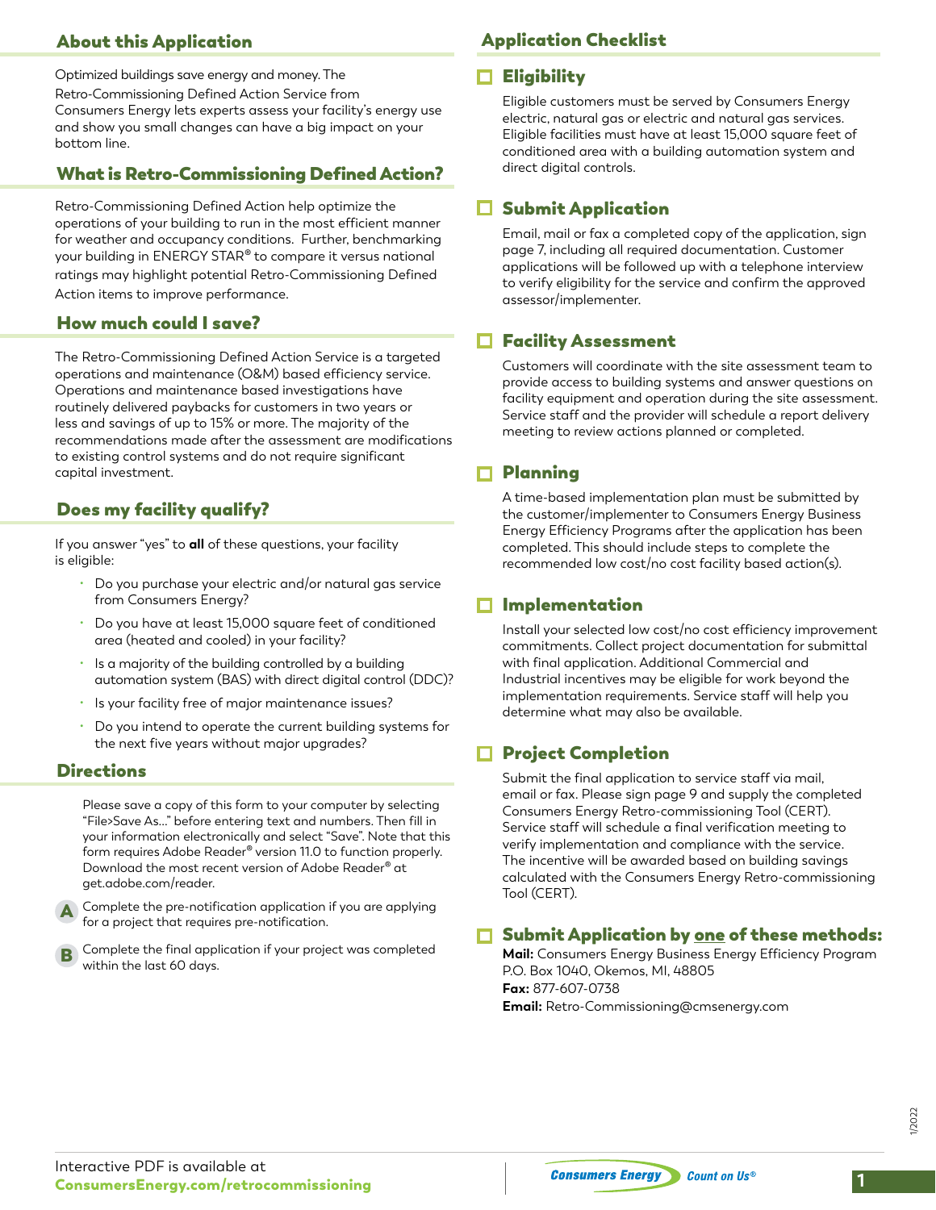## About this Application

Optimized buildings save energy and money. The Retro-Commissioning Defined Action Service from Consumers Energy lets experts assess your facility's energy use and show you small changes can have a big impact on your bottom line.

## What is Retro-Commissioning Defined Action?

Retro-Commissioning Defined Action help optimize the operations of your building to run in the most efficient manner for weather and occupancy conditions. Further, benchmarking your building in ENERGY STAR® to compare it versus national ratings may highlight potential Retro-Commissioning Defined Action items to improve performance.

## How much could I save?

The Retro-Commissioning Defined Action Service is a targeted operations and maintenance (O&M) based efficiency service. Operations and maintenance based investigations have routinely delivered paybacks for customers in two years or less and savings of up to 15% or more. The majority of the recommendations made after the assessment are modifications to existing control systems and do not require significant capital investment.

## Does my facility qualify?

If you answer "yes" to **all** of these questions, your facility is eligible:

- Do you purchase your electric and/or natural gas service from Consumers Energy?
- Do you have at least 15,000 square feet of conditioned area (heated and cooled) in your facility?
- Is a majority of the building controlled by a building automation system (BAS) with direct digital control (DDC)?
- Is your facility free of major maintenance issues?
- Do you intend to operate the current building systems for the next five years without major upgrades?

## Directions

Please save a copy of this form to your computer by selecting "File>Save As..." before entering text and numbers. Then fill in your information electronically and select "Save". Note that this form requires Adobe Reader® version 11.0 to function properly. Download the most recent version of Adobe Reader® at get.adobe.com/reader.

**A** Complete the pre-notification application if you are applying for a project that requires pre-notification.

**B** Complete the final application if your project was completed within the last 60 days.

## Application Checklist

### ☐ Eligibility

Eligible customers must be served by Consumers Energy electric, natural gas or electric and natural gas services. Eligible facilities must have at least 15,000 square feet of conditioned area with a building automation system and direct digital controls.

### ☐ Submit Application

Email, mail or fax a completed copy of the application, sign page 7, including all required documentation. Customer applications will be followed up with a telephone interview to verify eligibility for the service and confirm the approved assessor/implementer.

### ☐ Facility Assessment

Customers will coordinate with the site assessment team to provide access to building systems and answer questions on facility equipment and operation during the site assessment. Service staff and the provider will schedule a report delivery meeting to review actions planned or completed.

### ☐ Planning

A time-based implementation plan must be submitted by the customer/implementer to Consumers Energy Business Energy Efficiency Programs after the application has been completed. This should include steps to complete the recommended low cost/no cost facility based action(s).

### ☐ Implementation

Install your selected low cost/no cost efficiency improvement commitments. Collect project documentation for submittal with final application. Additional Commercial and Industrial incentives may be eligible for work beyond the implementation requirements. Service staff will help you determine what may also be available.

### ☐ Project Completion

Submit the final application to service staff via mail, email or fax. Please sign page 9 and supply the completed Consumers Energy Retro-commissioning Tool (CERT). Service staff will schedule a final verification meeting to verify implementation and compliance with the service. The incentive will be awarded based on building savings calculated with the Consumers Energy Retro-commissioning Tool (CERT).

### ☐ Submit Application by one of these methods:

**Mail:** Consumers Energy Business Energy Efficiency Program P.O. Box 1040, Okemos, MI, 48805
**Fax:** 877-607-0738
**Email:** Retro-Commissioning@cmsenergy.com

Interactive PDF is available at **ConsumersEnergy.com/retrocommissioning**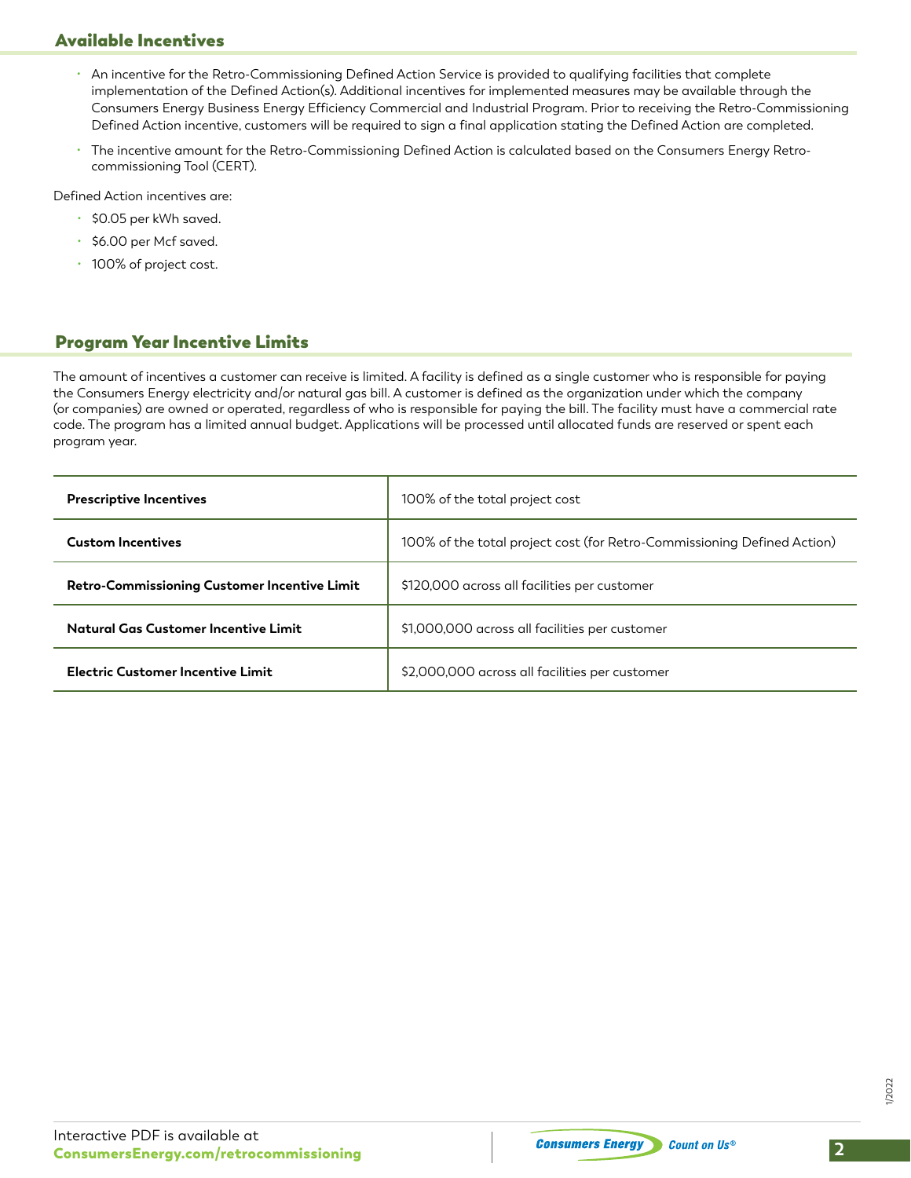## Available Incentives

- An incentive for the Retro-Commissioning Defined Action Service is provided to qualifying facilities that complete implementation of the Defined Action(s). Additional incentives for implemented measures may be available through the Consumers Energy Business Energy Efficiency Commercial and Industrial Program. Prior to receiving the Retro-Commissioning Defined Action incentive, customers will be required to sign a final application stating the Defined Action are completed.
- The incentive amount for the Retro-Commissioning Defined Action is calculated based on the Consumers Energy Retro-commissioning Tool (CERT).

Defined Action incentives are:

- $0.05 per kWh saved.
- $6.00 per Mcf saved.
- 100% of project cost.

## Program Year Incentive Limits

The amount of incentives a customer can receive is limited. A facility is defined as a single customer who is responsible for paying the Consumers Energy electricity and/or natural gas bill. A customer is defined as the organization under which the company (or companies) are owned or operated, regardless of who is responsible for paying the bill. The facility must have a commercial rate code. The program has a limited annual budget. Applications will be processed until allocated funds are reserved or spent each program year.

| | |
|---|---|
| **Prescriptive Incentives** | 100% of the total project cost |
| **Custom Incentives** | 100% of the total project cost (for Retro-Commissioning Defined Action) |
| **Retro-Commissioning Customer Incentive Limit** | $120,000 across all facilities per customer |
| **Natural Gas Customer Incentive Limit** | $1,000,000 across all facilities per customer |
| **Electric Customer Incentive Limit** | $2,000,000 across all facilities per customer |

Interactive PDF is available at **ConsumersEnergy.com/retrocommissioning**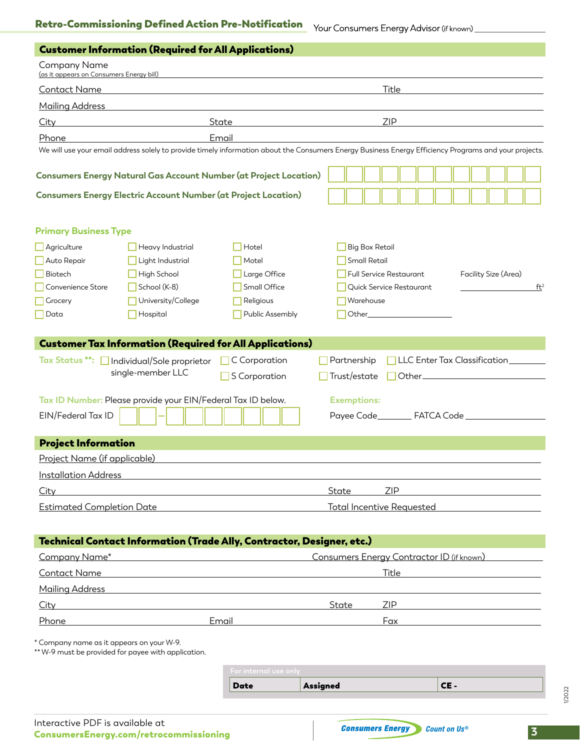## Retro-Commissioning Defined Action Pre-Notification

Your Consumers Energy Advisor (if known) ________________

### Customer Information (Required for All Applications)

Company Name (as it appears on Consumers Energy bill) ________________

Contact Name ________________ Title ________________

Mailing Address ________________

City ________________ State ________________ ZIP ________________

Phone ________________ Email ________________

We will use your email address solely to provide timely information about the Consumers Energy Business Energy Efficiency Programs and your projects.

**Consumers Energy Natural Gas Account Number (at Project Location)** ☐☐☐☐☐☐☐☐☐☐☐☐

**Consumers Energy Electric Account Number (at Project Location)** ☐☐☐☐☐☐☐☐☐☐☐☐

**Primary Business Type**

| | | | |
|---|---|---|---|
| ☐ Agriculture | ☐ Heavy Industrial | ☐ Hotel | ☐ Big Box Retail |
| ☐ Auto Repair | ☐ Light Industrial | ☐ Motel | ☐ Small Retail |
| ☐ Biotech | ☐ High School | ☐ Large Office | ☐ Full Service Restaurant |
| ☐ Convenience Store | ☐ School (K-8) | ☐ Small Office | ☐ Quick Service Restaurant |
| ☐ Grocery | ☐ University/College | ☐ Religious | ☐ Warehouse |
| ☐ Data | ☐ Hospital | ☐ Public Assembly | ☐ Other________________ |

Facility Size (Area) ________________ $ft^2$

### Customer Tax Information (Required for All Applications)

**Tax Status \*\*:** ☐ Individual/Sole proprietor single-member LLC ☐ C Corporation ☐ S Corporation ☐ Partnership ☐ Trust/estate ☐ LLC Enter Tax Classification________ ☐ Other________________

**Tax ID Number:** Please provide your EIN/Federal Tax ID below.

EIN/Federal Tax ID ☐☐ – ☐☐☐☐☐☐☐

**Exemptions:**

Payee Code________ FATCA Code ________________

### Project Information

Project Name (if applicable) ________________

Installation Address ________________

City ________________ State ________ ZIP ________________

Estimated Completion Date ________________ Total Incentive Requested ________________

### Technical Contact Information (Trade Ally, Contractor, Designer, etc.)

Company Name* ________________ Consumers Energy Contractor ID (if known) ________________

Contact Name ________________ Title ________________

Mailing Address ________________

City ________________ State ________ ZIP ________________

Phone ________________ Email ________________ Fax ________________

\* Company name as it appears on your W-9.

\*\* W-9 must be provided for payee with application.

For internal use only

| Date | Assigned | CE - |
|---|---|---|
| | | |

1/2022

Interactive PDF is available at **ConsumersEnergy.com/retrocommissioning**

Consumers Energy Count on Us®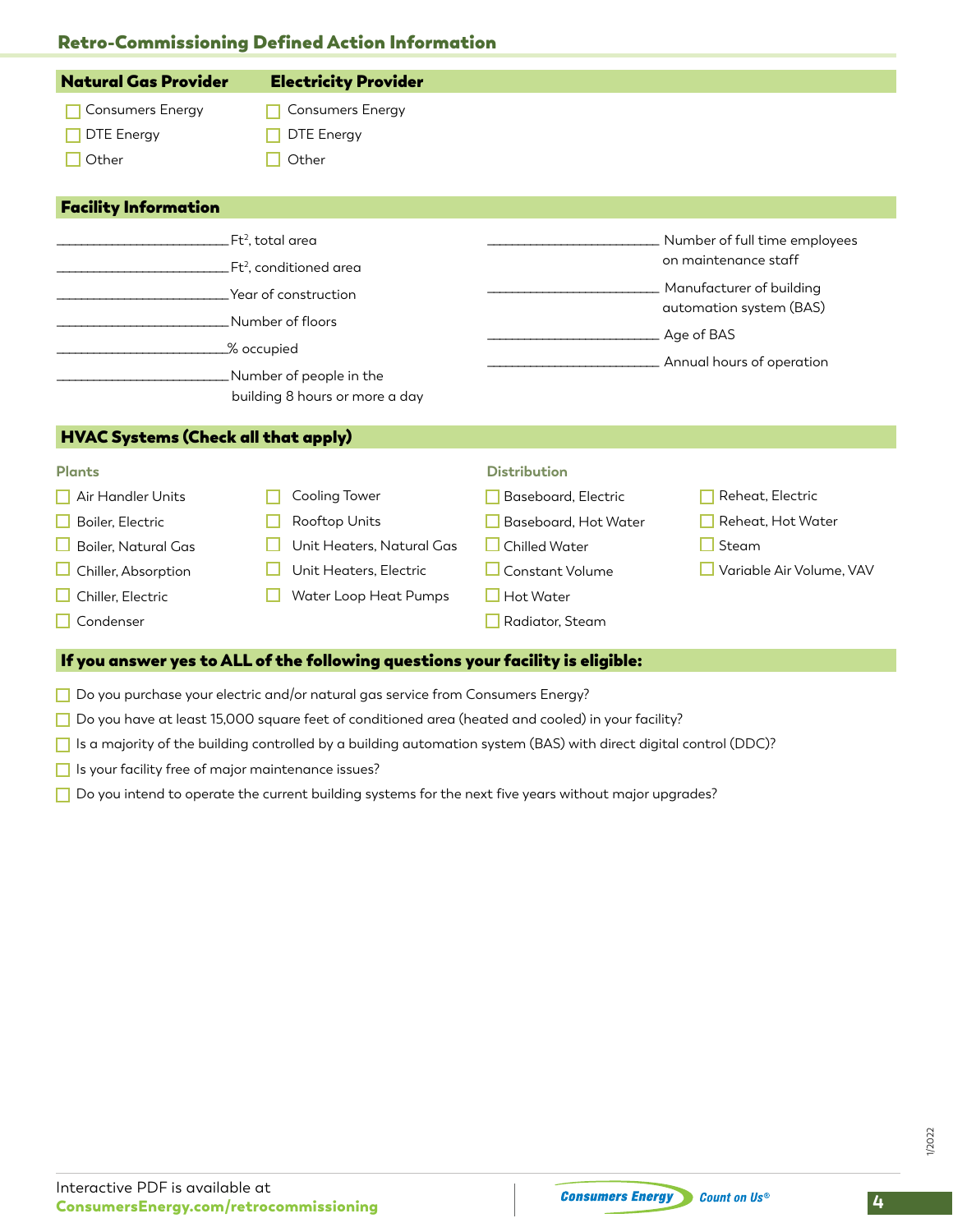## Retro-Commissioning Defined Action Information

| Natural Gas Provider | Electricity Provider |
|---|---|
| ☐ Consumers Energy | ☐ Consumers Energy |
| ☐ DTE Energy | ☐ DTE Energy |
| ☐ Other | ☐ Other |

### Facility Information

______________________ $Ft^2$, total area

______________________ $Ft^2$, conditioned area

______________________ Year of construction

______________________ Number of floors

______________________ % occupied

______________________ Number of people in the building 8 hours or more a day

______________________ Number of full time employees on maintenance staff

______________________ Manufacturer of building automation system (BAS)

______________________ Age of BAS

______________________ Annual hours of operation

### HVAC Systems (Check all that apply)

**Plants**

- ☐ Air Handler Units
- ☐ Boiler, Electric
- ☐ Boiler, Natural Gas
- ☐ Chiller, Absorption
- ☐ Chiller, Electric
- ☐ Condenser
- ☐ Cooling Tower
- ☐ Rooftop Units
- ☐ Unit Heaters, Natural Gas
- ☐ Unit Heaters, Electric
- ☐ Water Loop Heat Pumps

**Distribution**

- ☐ Baseboard, Electric
- ☐ Baseboard, Hot Water
- ☐ Chilled Water
- ☐ Constant Volume
- ☐ Hot Water
- ☐ Radiator, Steam
- ☐ Reheat, Electric
- ☐ Reheat, Hot Water
- ☐ Steam
- ☐ Variable Air Volume, VAV

### If you answer yes to ALL of the following questions your facility is eligible:

- ☐ Do you purchase your electric and/or natural gas service from Consumers Energy?
- ☐ Do you have at least 15,000 square feet of conditioned area (heated and cooled) in your facility?
- ☐ Is a majority of the building controlled by a building automation system (BAS) with direct digital control (DDC)?
- ☐ Is your facility free of major maintenance issues?
- ☐ Do you intend to operate the current building systems for the next five years without major upgrades?

Interactive PDF is available at
**ConsumersEnergy.com/retrocommissioning**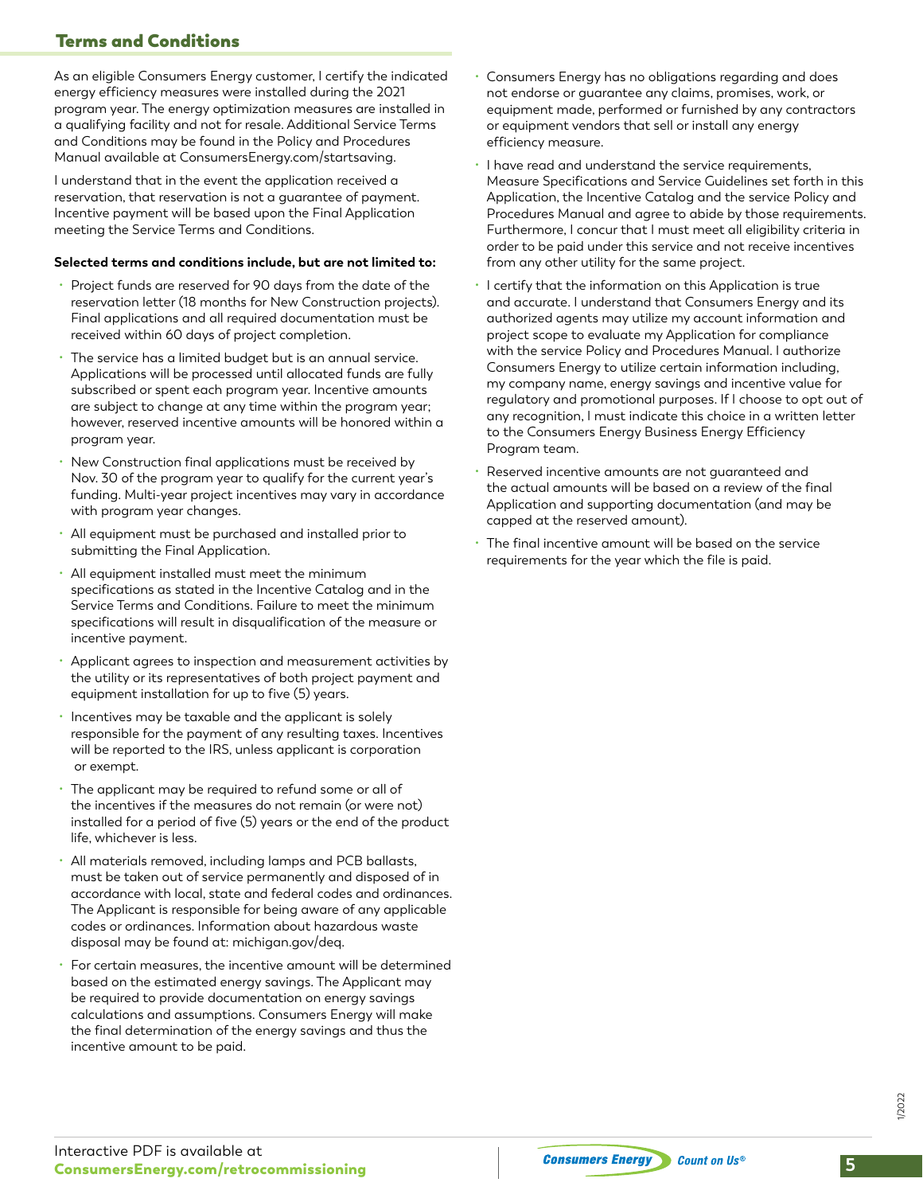## Terms and Conditions

As an eligible Consumers Energy customer, I certify the indicated energy efficiency measures were installed during the 2021 program year. The energy optimization measures are installed in a qualifying facility and not for resale. Additional Service Terms and Conditions may be found in the Policy and Procedures Manual available at ConsumersEnergy.com/startsaving.

I understand that in the event the application received a reservation, that reservation is not a guarantee of payment. Incentive payment will be based upon the Final Application meeting the Service Terms and Conditions.

**Selected terms and conditions include, but are not limited to:**

- Project funds are reserved for 90 days from the date of the reservation letter (18 months for New Construction projects). Final applications and all required documentation must be received within 60 days of project completion.
- The service has a limited budget but is an annual service. Applications will be processed until allocated funds are fully subscribed or spent each program year. Incentive amounts are subject to change at any time within the program year; however, reserved incentive amounts will be honored within a program year.
- New Construction final applications must be received by Nov. 30 of the program year to qualify for the current year's funding. Multi-year project incentives may vary in accordance with program year changes.
- All equipment must be purchased and installed prior to submitting the Final Application.
- All equipment installed must meet the minimum specifications as stated in the Incentive Catalog and in the Service Terms and Conditions. Failure to meet the minimum specifications will result in disqualification of the measure or incentive payment.
- Applicant agrees to inspection and measurement activities by the utility or its representatives of both project payment and equipment installation for up to five (5) years.
- Incentives may be taxable and the applicant is solely responsible for the payment of any resulting taxes. Incentives will be reported to the IRS, unless applicant is corporation or exempt.
- The applicant may be required to refund some or all of the incentives if the measures do not remain (or were not) installed for a period of five (5) years or the end of the product life, whichever is less.
- All materials removed, including lamps and PCB ballasts, must be taken out of service permanently and disposed of in accordance with local, state and federal codes and ordinances. The Applicant is responsible for being aware of any applicable codes or ordinances. Information about hazardous waste disposal may be found at: michigan.gov/deq.
- For certain measures, the incentive amount will be determined based on the estimated energy savings. The Applicant may be required to provide documentation on energy savings calculations and assumptions. Consumers Energy will make the final determination of the energy savings and thus the incentive amount to be paid.
- Consumers Energy has no obligations regarding and does not endorse or guarantee any claims, promises, work, or equipment made, performed or furnished by any contractors or equipment vendors that sell or install any energy efficiency measure.
- I have read and understand the service requirements, Measure Specifications and Service Guidelines set forth in this Application, the Incentive Catalog and the service Policy and Procedures Manual and agree to abide by those requirements. Furthermore, I concur that I must meet all eligibility criteria in order to be paid under this service and not receive incentives from any other utility for the same project.
- I certify that the information on this Application is true and accurate. I understand that Consumers Energy and its authorized agents may utilize my account information and project scope to evaluate my Application for compliance with the service Policy and Procedures Manual. I authorize Consumers Energy to utilize certain information including, my company name, energy savings and incentive value for regulatory and promotional purposes. If I choose to opt out of any recognition, I must indicate this choice in a written letter to the Consumers Energy Business Energy Efficiency Program team.
- Reserved incentive amounts are not guaranteed and the actual amounts will be based on a review of the final Application and supporting documentation (and may be capped at the reserved amount).
- The final incentive amount will be based on the service requirements for the year which the file is paid.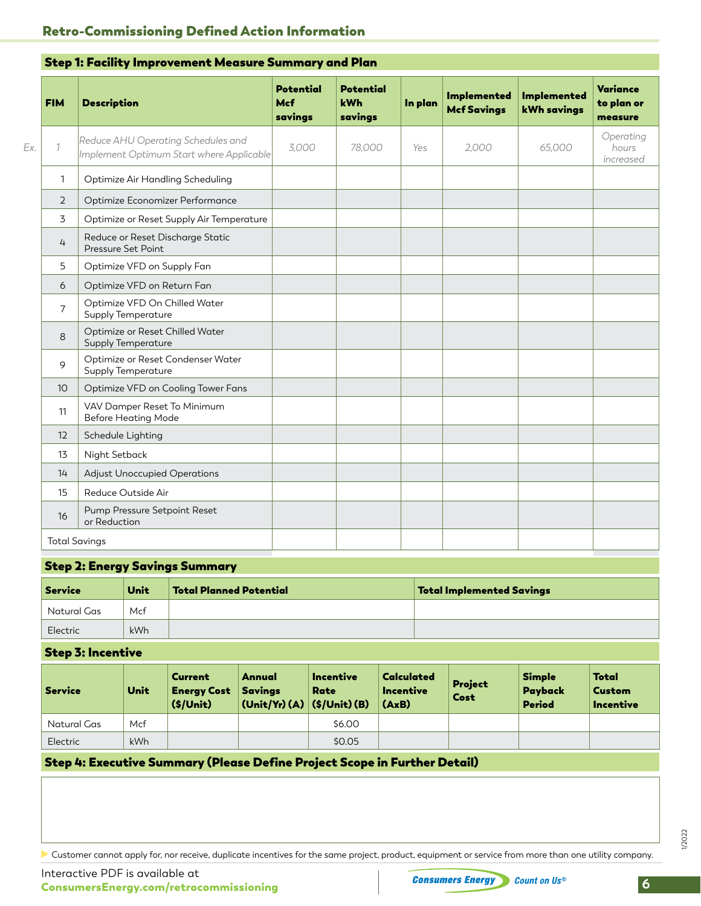## Retro-Commissioning Defined Action Information

### Step 1: Facility Improvement Measure Summary and Plan

| | FIM | Description | Potential Mcf savings | Potential kWh savings | In plan | Implemented Mcf Savings | Implemented kWh savings | Variance to plan or measure |
|---|---|---|---|---|---|---|---|---|
| *Ex.* | *1* | *Reduce AHU Operating Schedules and Implement Optimum Start where Applicable* | *3,000* | *78,000* | *Yes* | *2,000* | *65,000* | *Operating hours increased* |
| | 1 | Optimize Air Handling Scheduling | | | | | | |
| | 2 | Optimize Economizer Performance | | | | | | |
| | 3 | Optimize or Reset Supply Air Temperature | | | | | | |
| | 4 | Reduce or Reset Discharge Static Pressure Set Point | | | | | | |
| | 5 | Optimize VFD on Supply Fan | | | | | | |
| | 6 | Optimize VFD on Return Fan | | | | | | |
| | 7 | Optimize VFD On Chilled Water Supply Temperature | | | | | | |
| | 8 | Optimize or Reset Chilled Water Supply Temperature | | | | | | |
| | 9 | Optimize or Reset Condenser Water Supply Temperature | | | | | | |
| | 10 | Optimize VFD on Cooling Tower Fans | | | | | | |
| | 11 | VAV Damper Reset To Minimum Before Heating Mode | | | | | | |
| | 12 | Schedule Lighting | | | | | | |
| | 13 | Night Setback | | | | | | |
| | 14 | Adjust Unoccupied Operations | | | | | | |
| | 15 | Reduce Outside Air | | | | | | |
| | 16 | Pump Pressure Setpoint Reset or Reduction | | | | | | |
| | Total Savings | | | | | | | |

### Step 2: Energy Savings Summary

| Service | Unit | Total Planned Potential | Total Implemented Savings |
|---|---|---|---|
| Natural Gas | Mcf | | |
| Electric | kWh | | |

### Step 3: Incentive

| Service | Unit | Current Energy Cost ($/Unit) | Annual Savings (Unit/Yr) (A) | Incentive Rate ($/Unit) (B) | Calculated Incentive (AxB) | Project Cost | Simple Payback Period | Total Custom Incentive |
|---|---|---|---|---|---|---|---|---|
| Natural Gas | Mcf | | | $6.00 | | | | |
| Electric | kWh | | | $0.05 | | | | |

### Step 4: Executive Summary (Please Define Project Scope in Further Detail)

- Customer cannot apply for, nor receive, duplicate incentives for the same project, product, equipment or service from more than one utility company.

Interactive PDF is available at
**ConsumersEnergy.com/retrocommissioning**

1/2022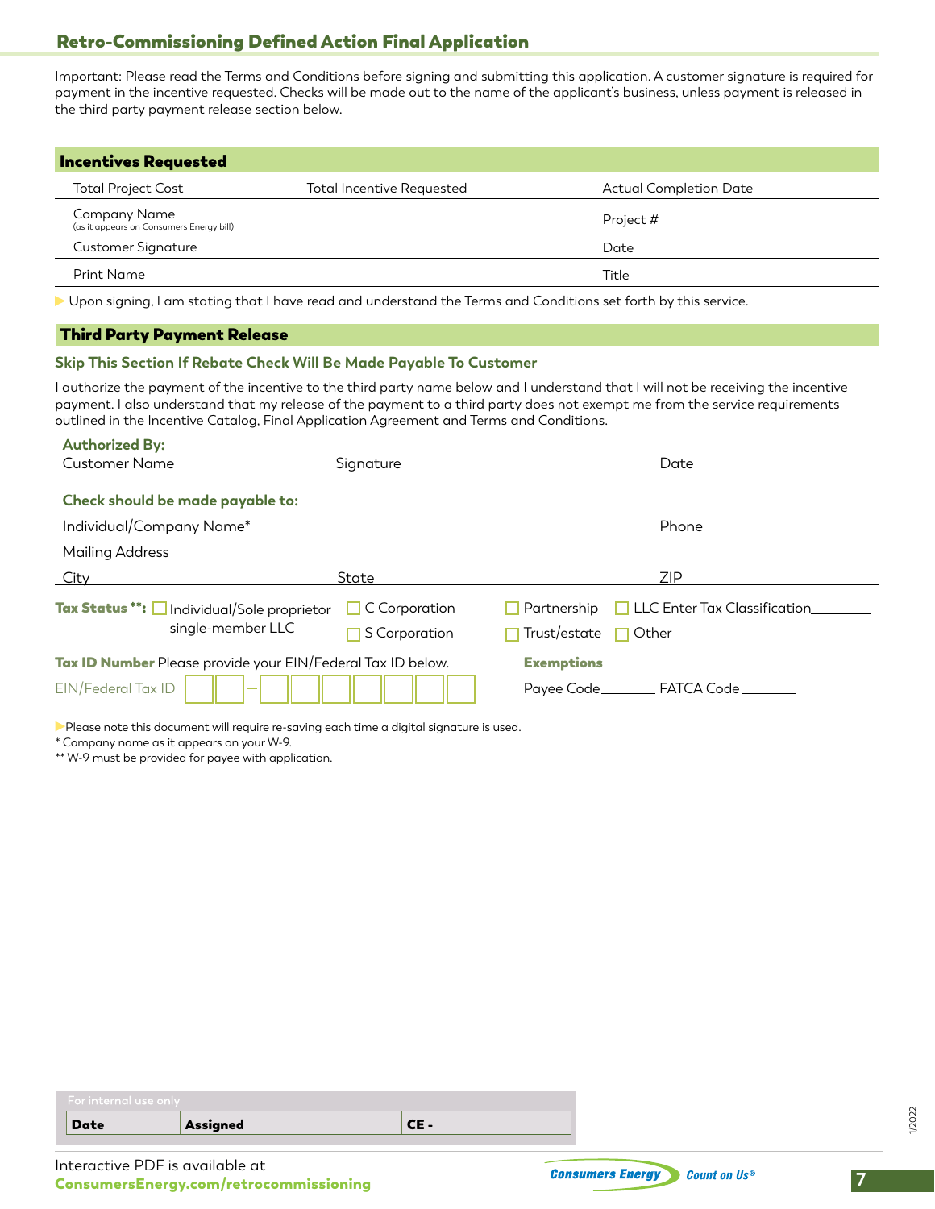## Retro-Commissioning Defined Action Final Application

Important: Please read the Terms and Conditions before signing and submitting this application. A customer signature is required for payment in the incentive requested. Checks will be made out to the name of the applicant's business, unless payment is released in the third party payment release section below.

### Incentives Requested

| | | |
|---|---|---|
| Total Project Cost | Total Incentive Requested | Actual Completion Date |
| Company Name (as it appears on Consumers Energy bill) | | Project # |
| Customer Signature | | Date |
| Print Name | | Title |

▶ Upon signing, I am stating that I have read and understand the Terms and Conditions set forth by this service.

### Third Party Payment Release

**Skip This Section If Rebate Check Will Be Made Payable To Customer**

I authorize the payment of the incentive to the third party name below and I understand that I will not be receiving the incentive payment. I also understand that my release of the payment to a third party does not exempt me from the service requirements outlined in the Incentive Catalog, Final Application Agreement and Terms and Conditions.

**Authorized By:**

| | | |
|---|---|---|
| Customer Name | Signature | Date |

**Check should be made payable to:**

| | | |
|---|---|---|
| Individual/Company Name* | | Phone |
| Mailing Address | | |
| City | State | ZIP |

**Tax Status \*\*:** ☐ Individual/Sole proprietor single-member LLC ☐ C Corporation ☐ S Corporation ☐ Partnership ☐ Trust/estate ☐ LLC Enter Tax Classification________ ☐ Other________

**Tax ID Number** Please provide your EIN/Federal Tax ID below.

EIN/Federal Tax ID ☐☐ – ☐☐☐☐☐☐☐

**Exemptions**

Payee Code________ FATCA Code________

▶ Please note this document will require re-saving each time a digital signature is used.

\* Company name as it appears on your W-9.

\*\* W-9 must be provided for payee with application.

| For internal use only | | |
|---|---|---|
| **Date** | **Assigned** | **CE -** |

Interactive PDF is available at **ConsumersEnergy.com/retrocommissioning**

Consumers Energy Count on Us®

1/2022